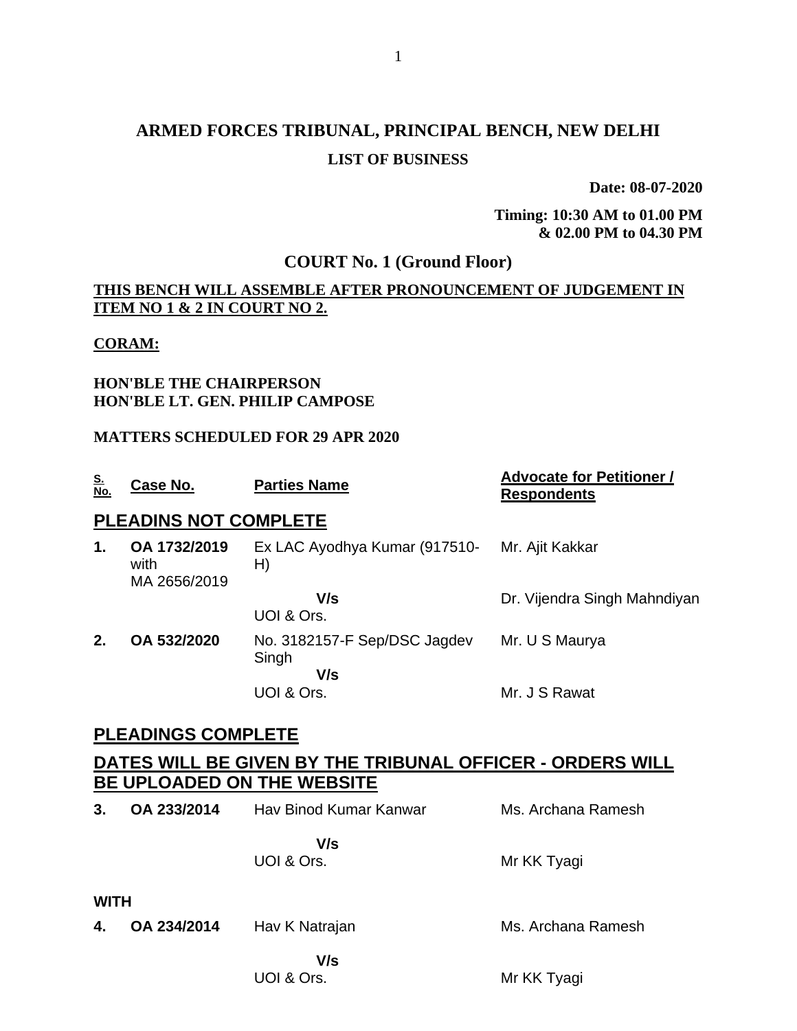# ARMED FORCES TRIBUNAL, PRINCIPAL BENCH, NEW DELHI

## LIST OF BUSINESS

**Date: 08-07-2020**

**Timing: 10:30 AM to 01.00 PM & 02.00 PM to 04.30 PM**

## COURT No. 1 (Ground Floor)

**THIS BENCH WILL ASSEMBLE AFTER PRONOUNCEMENT OF JUDGEMENT IN ITEM NO 1 & 2 IN COURT NO 2.**

**CORAM:**

**HON'BLE THE CHAIRPERSON**
**HON'BLE LT. GEN. PHILIP CAMPOSE**

**MATTERS SCHEDULED FOR 29 APR 2020**

| S. No. | Case No. | Parties Name | Advocate for Petitioner / Respondents |
|---|---|---|---|
| **PLEADINS NOT COMPLETE** | | | |
| **1.** | **OA 1732/2019** with MA 2656/2019 | Ex LAC Ayodhya Kumar (917510-H) | Mr. Ajit Kakkar |
| | | **V/s** UOI & Ors. | Dr. Vijendra Singh Mahndiyan |
| **2.** | **OA 532/2020** | No. 3182157-F Sep/DSC Jagdev Singh | Mr. U S Maurya |
| | | **V/s** UOI & Ors. | Mr. J S Rawat |
| **PLEADINGS COMPLETE** | | | |
| **DATES WILL BE GIVEN BY THE TRIBUNAL OFFICER - ORDERS WILL BE UPLOADED ON THE WEBSITE** | | | |
| **3.** | **OA 233/2014** | Hav Binod Kumar Kanwar | Ms. Archana Ramesh |
| | | **V/s** UOI & Ors. | Mr KK Tyagi |
| **WITH** | | | |
| **4.** | **OA 234/2014** | Hav K Natrajan | Ms. Archana Ramesh |
| | | **V/s** UOI & Ors. | Mr KK Tyagi |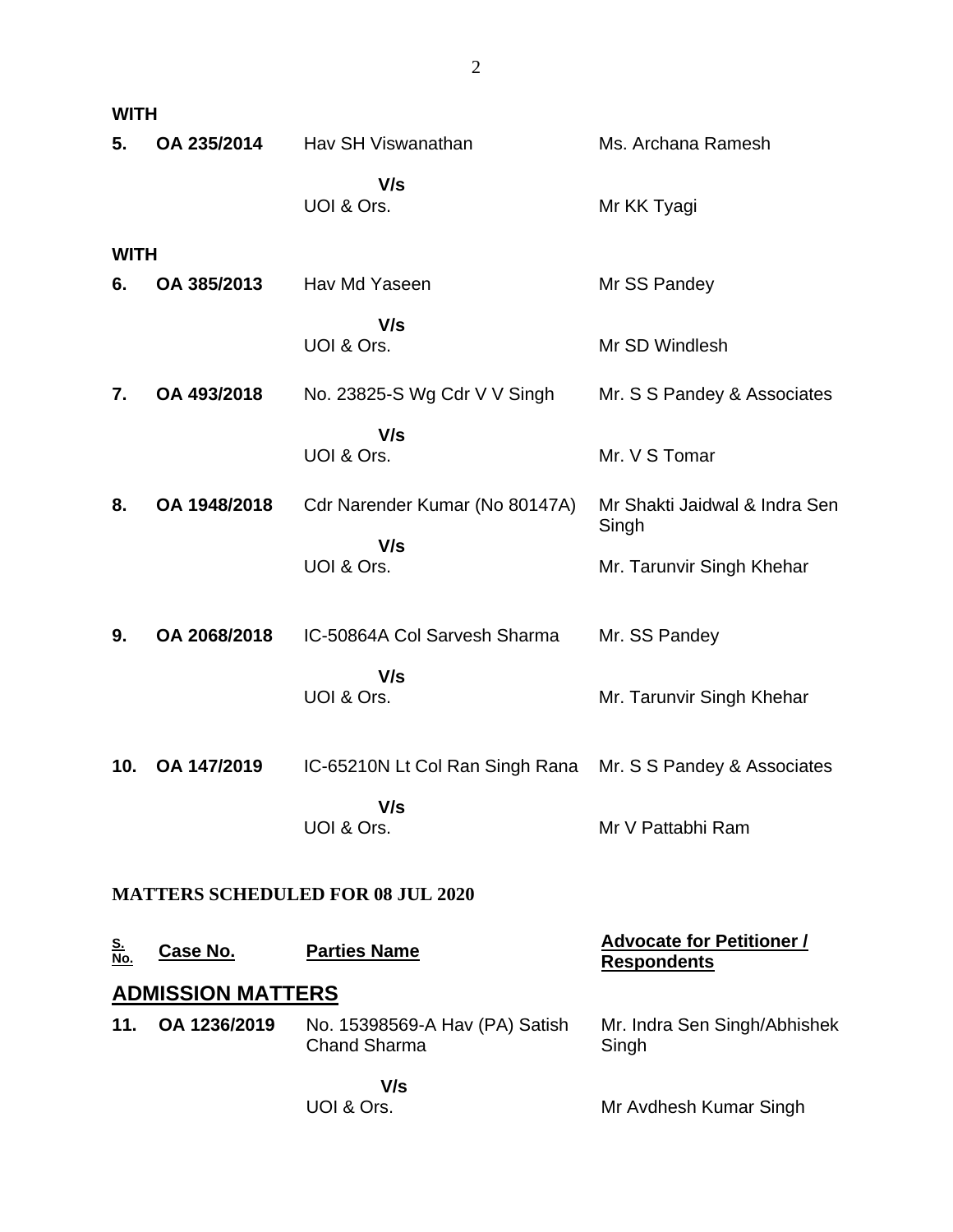**WITH**

| | | | |
|---|---|---|---|
| **5.** | **OA 235/2014** | Hav SH Viswanathan | Ms. Archana Ramesh |
| | | **V/s** | |
| | | UOI & Ors. | Mr KK Tyagi |

**WITH**

| | | | |
|---|---|---|---|
| **6.** | **OA 385/2013** | Hav Md Yaseen | Mr SS Pandey |
| | | **V/s** | |
| | | UOI & Ors. | Mr SD Windlesh |
| **7.** | **OA 493/2018** | No. 23825-S Wg Cdr V V Singh | Mr. S S Pandey & Associates |
| | | **V/s** | |
| | | UOI & Ors. | Mr. V S Tomar |
| **8.** | **OA 1948/2018** | Cdr Narender Kumar (No 80147A) | Mr Shakti Jaidwal & Indra Sen Singh |
| | | **V/s** | |
| | | UOI & Ors. | Mr. Tarunvir Singh Khehar |
| **9.** | **OA 2068/2018** | IC-50864A Col Sarvesh Sharma | Mr. SS Pandey |
| | | **V/s** | |
| | | UOI & Ors. | Mr. Tarunvir Singh Khehar |
| **10.** | **OA 147/2019** | IC-65210N Lt Col Ran Singh Rana | Mr. S S Pandey & Associates |
| | | **V/s** | |
| | | UOI & Ors. | Mr V Pattabhi Ram |

**MATTERS SCHEDULED FOR 08 JUL 2020**

| S. No. | Case No. | Parties Name | Advocate for Petitioner / Respondents |
|---|---|---|---|

## ADMISSION MATTERS

| | | | |
|---|---|---|---|
| **11.** | **OA 1236/2019** | No. 15398569-A Hav (PA) Satish Chand Sharma | Mr. Indra Sen Singh/Abhishek Singh |
| | | **V/s** | |
| | | UOI & Ors. | Mr Avdhesh Kumar Singh |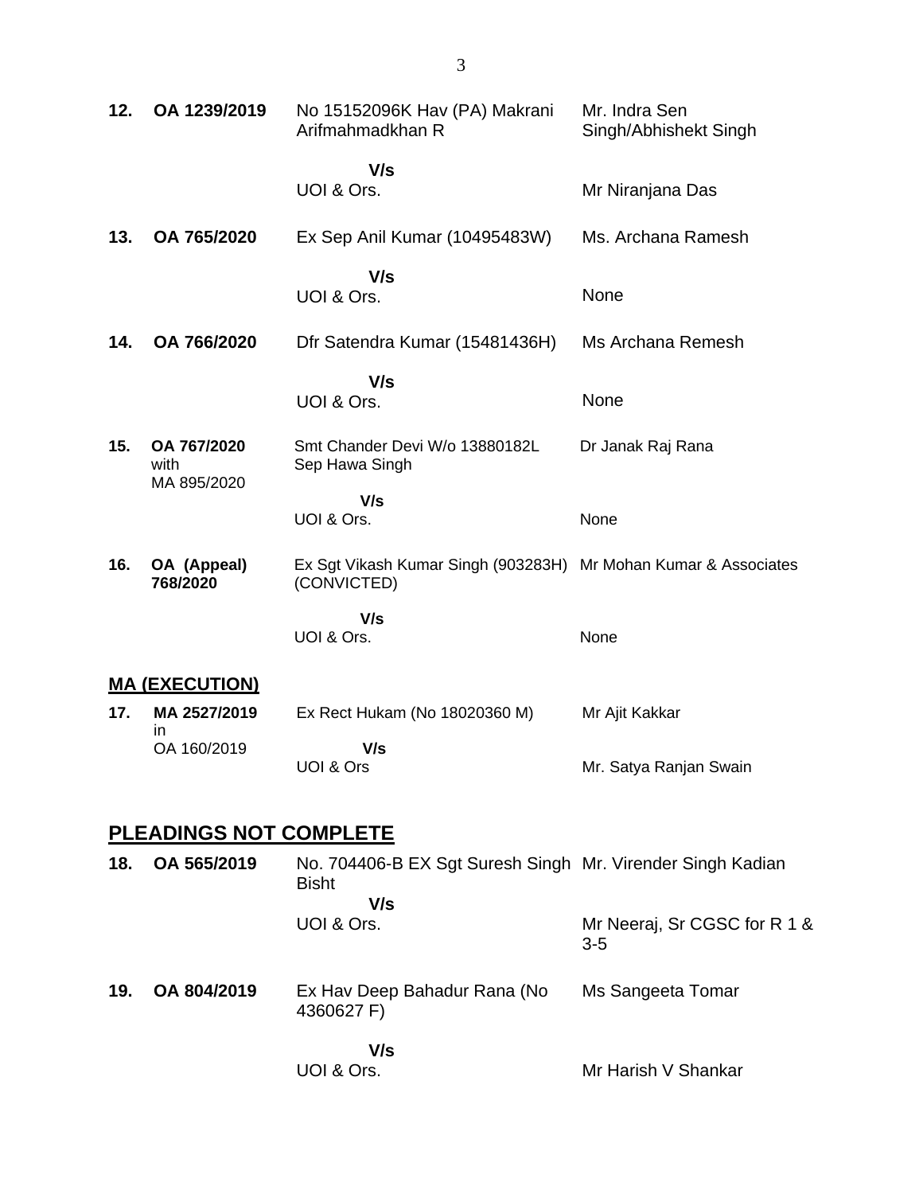| | | | |
|---|---|---|---|
| **12.** | **OA 1239/2019** | No 15152096K Hav (PA) Makrani Arifmahmadkhan R | Mr. Indra Sen Singh/Abhishekt Singh |
| | | **V/s** | |
| | | UOI & Ors. | Mr Niranjana Das |
| **13.** | **OA 765/2020** | Ex Sep Anil Kumar (10495483W) | Ms. Archana Ramesh |
| | | **V/s** | |
| | | UOI & Ors. | None |
| **14.** | **OA 766/2020** | Dfr Satendra Kumar (15481436H) | Ms Archana Remesh |
| | | **V/s** | |
| | | UOI & Ors. | None |
| **15.** | **OA 767/2020** with MA 895/2020 | Smt Chander Devi W/o 13880182L Sep Hawa Singh | Dr Janak Raj Rana |
| | | **V/s** | |
| | | UOI & Ors. | None |
| **16.** | **OA (Appeal) 768/2020** | Ex Sgt Vikash Kumar Singh (903283H) (CONVICTED) | Mr Mohan Kumar & Associates |
| | | **V/s** | |
| | | UOI & Ors. | None |

## MA (EXECUTION)

| | | | |
|---|---|---|---|
| **17.** | **MA 2527/2019** in OA 160/2019 | Ex Rect Hukam (No 18020360 M) | Mr Ajit Kakkar |
| | | **V/s** | |
| | | UOI & Ors | Mr. Satya Ranjan Swain |

## PLEADINGS NOT COMPLETE

| | | | |
|---|---|---|---|
| **18.** | **OA 565/2019** | No. 704406-B EX Sgt Suresh Singh Bisht | Mr. Virender Singh Kadian |
| | | **V/s** | |
| | | UOI & Ors. | Mr Neeraj, Sr CGSC for R 1 & 3-5 |
| **19.** | **OA 804/2019** | Ex Hav Deep Bahadur Rana (No 4360627 F) | Ms Sangeeta Tomar |
| | | **V/s** | |
| | | UOI & Ors. | Mr Harish V Shankar |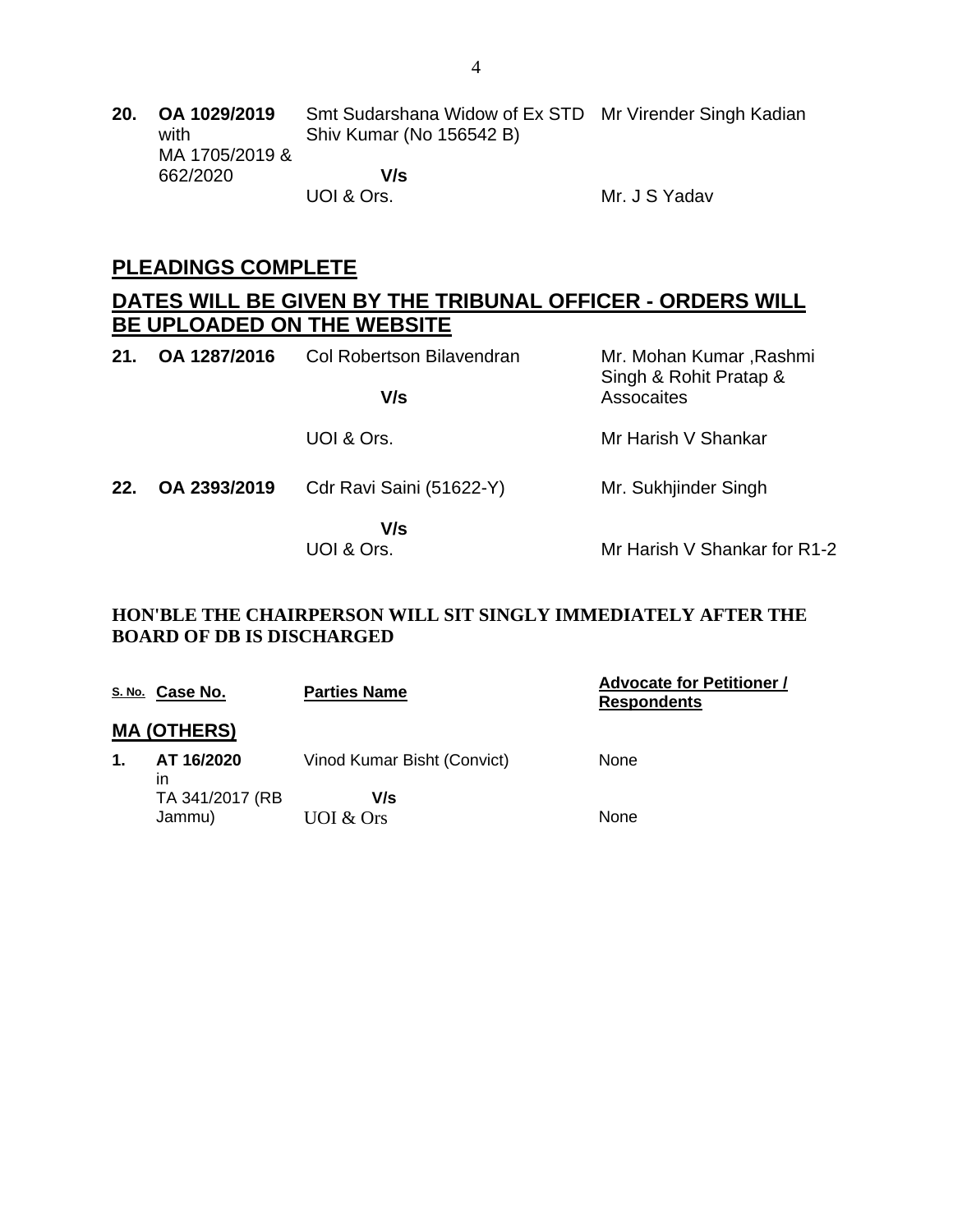| | | | |
|---|---|---|---|
| **20.** | **OA 1029/2019** with MA 1705/2019 & 662/2020 | Smt Sudarshana Widow of Ex STD Shiv Kumar (No 156542 B) | Mr Virender Singh Kadian |
| | | **V/s** | |
| | | UOI & Ors. | Mr. J S Yadav |

## PLEADINGS COMPLETE

## DATES WILL BE GIVEN BY THE TRIBUNAL OFFICER - ORDERS WILL BE UPLOADED ON THE WEBSITE

| | | | |
|---|---|---|---|
| **21.** | **OA 1287/2016** | Col Robertson Bilavendran | Mr. Mohan Kumar ,Rashmi Singh & Rohit Pratap & Assocaites |
| | | **V/s** | |
| | | UOI & Ors. | Mr Harish V Shankar |
| **22.** | **OA 2393/2019** | Cdr Ravi Saini (51622-Y) | Mr. Sukhjinder Singh |
| | | **V/s** | |
| | | UOI & Ors. | Mr Harish V Shankar for R1-2 |

**HON'BLE THE CHAIRPERSON WILL SIT SINGLY IMMEDIATELY AFTER THE BOARD OF DB IS DISCHARGED**

| S. No. | Case No. | Parties Name | Advocate for Petitioner / Respondents |
|---|---|---|---|
| **MA (OTHERS)** | | | |
| **1.** | **AT 16/2020** in TA 341/2017 (RB Jammu) | Vinod Kumar Bisht (Convict) | None |
| | | **V/s** | |
| | | UOI & Ors | None |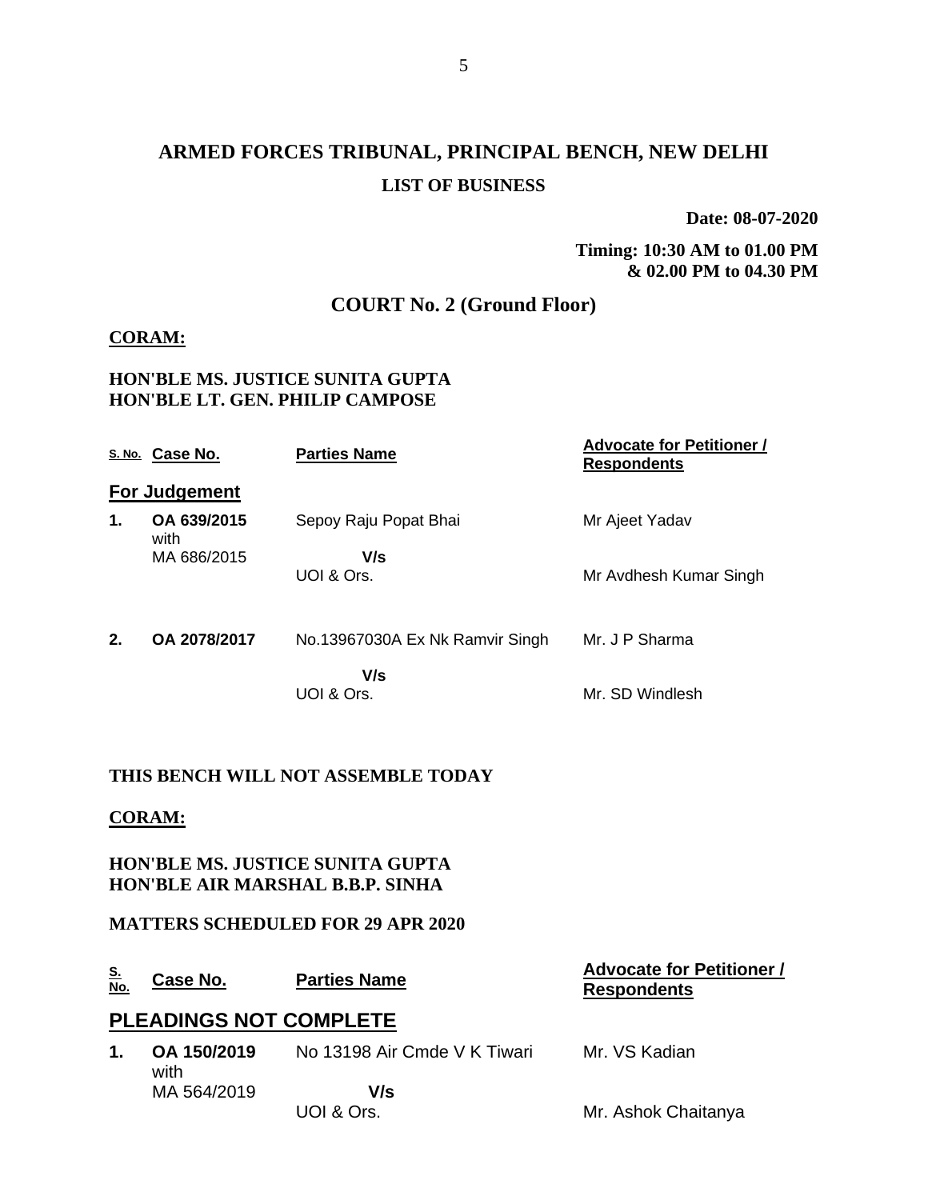# ARMED FORCES TRIBUNAL, PRINCIPAL BENCH, NEW DELHI

**LIST OF BUSINESS**

**Date: 08-07-2020**

**Timing: 10:30 AM to 01.00 PM & 02.00 PM to 04.30 PM**

## COURT No. 2 (Ground Floor)

**CORAM:**

**HON'BLE MS. JUSTICE SUNITA GUPTA**
**HON'BLE LT. GEN. PHILIP CAMPOSE**

| S. No. | Case No. | Parties Name | Advocate for Petitioner / Respondents |
|---|---|---|---|
| **For Judgement** | | | |
| **1.** | **OA 639/2015** with MA 686/2015 | Sepoy Raju Popat Bhai **V/s** UOI & Ors. | Mr Ajeet Yadav<br>Mr Avdhesh Kumar Singh |
| **2.** | **OA 2078/2017** | No.13967030A Ex Nk Ramvir Singh **V/s** UOI & Ors. | Mr. J P Sharma<br>Mr. SD Windlesh |

**THIS BENCH WILL NOT ASSEMBLE TODAY**

**CORAM:**

**HON'BLE MS. JUSTICE SUNITA GUPTA**
**HON'BLE AIR MARSHAL B.B.P. SINHA**

**MATTERS SCHEDULED FOR 29 APR 2020**

| S. No. | Case No. | Parties Name | Advocate for Petitioner / Respondents |
|---|---|---|---|
| **PLEADINGS NOT COMPLETE** | | | |
| **1.** | **OA 150/2019** with MA 564/2019 | No 13198 Air Cmde V K Tiwari **V/s** UOI & Ors. | Mr. VS Kadian<br>Mr. Ashok Chaitanya |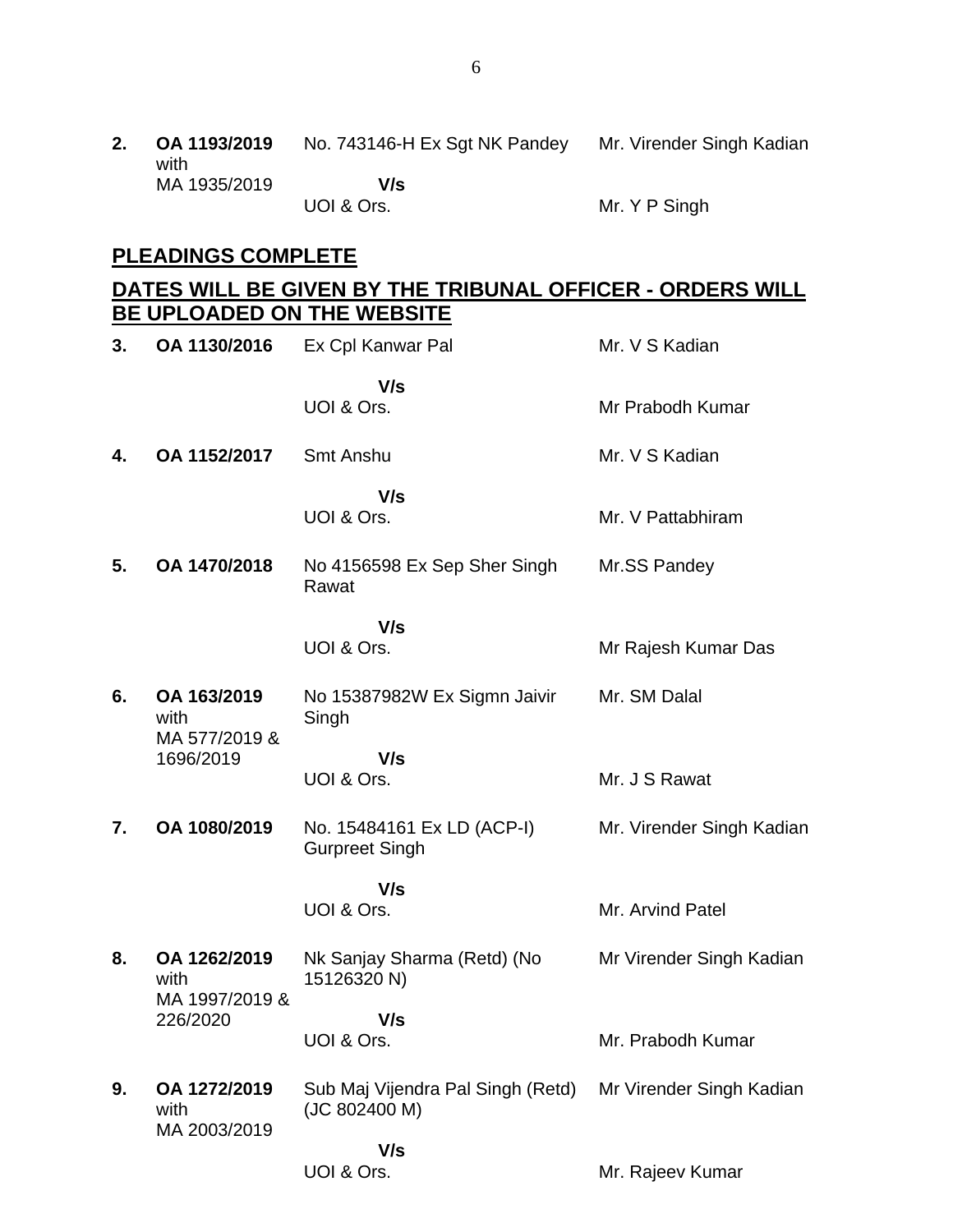| | | | |
|---|---|---|---|
| **2.** | **OA 1193/2019** with MA 1935/2019 | No. 743146-H Ex Sgt NK Pandey **V/s** UOI & Ors. | Mr. Virender Singh Kadian<br><br>Mr. Y P Singh |

## PLEADINGS COMPLETE

## DATES WILL BE GIVEN BY THE TRIBUNAL OFFICER - ORDERS WILL BE UPLOADED ON THE WEBSITE

| | | | |
|---|---|---|---|
| **3.** | **OA 1130/2016** | Ex Cpl Kanwar Pal **V/s** UOI & Ors. | Mr. V S Kadian<br><br>Mr Prabodh Kumar |
| **4.** | **OA 1152/2017** | Smt Anshu **V/s** UOI & Ors. | Mr. V S Kadian<br><br>Mr. V Pattabhiram |
| **5.** | **OA 1470/2018** | No 4156598 Ex Sep Sher Singh Rawat **V/s** UOI & Ors. | Mr.SS Pandey<br><br>Mr Rajesh Kumar Das |
| **6.** | **OA 163/2019** with MA 577/2019 & 1696/2019 | No 15387982W Ex Sigmn Jaivir Singh **V/s** UOI & Ors. | Mr. SM Dalal<br><br>Mr. J S Rawat |
| **7.** | **OA 1080/2019** | No. 15484161 Ex LD (ACP-I) Gurpreet Singh **V/s** UOI & Ors. | Mr. Virender Singh Kadian<br><br>Mr. Arvind Patel |
| **8.** | **OA 1262/2019** with MA 1997/2019 & 226/2020 | Nk Sanjay Sharma (Retd) (No 15126320 N) **V/s** UOI & Ors. | Mr Virender Singh Kadian<br><br>Mr. Prabodh Kumar |
| **9.** | **OA 1272/2019** with MA 2003/2019 | Sub Maj Vijendra Pal Singh (Retd) (JC 802400 M) **V/s** UOI & Ors. | Mr Virender Singh Kadian<br><br>Mr. Rajeev Kumar |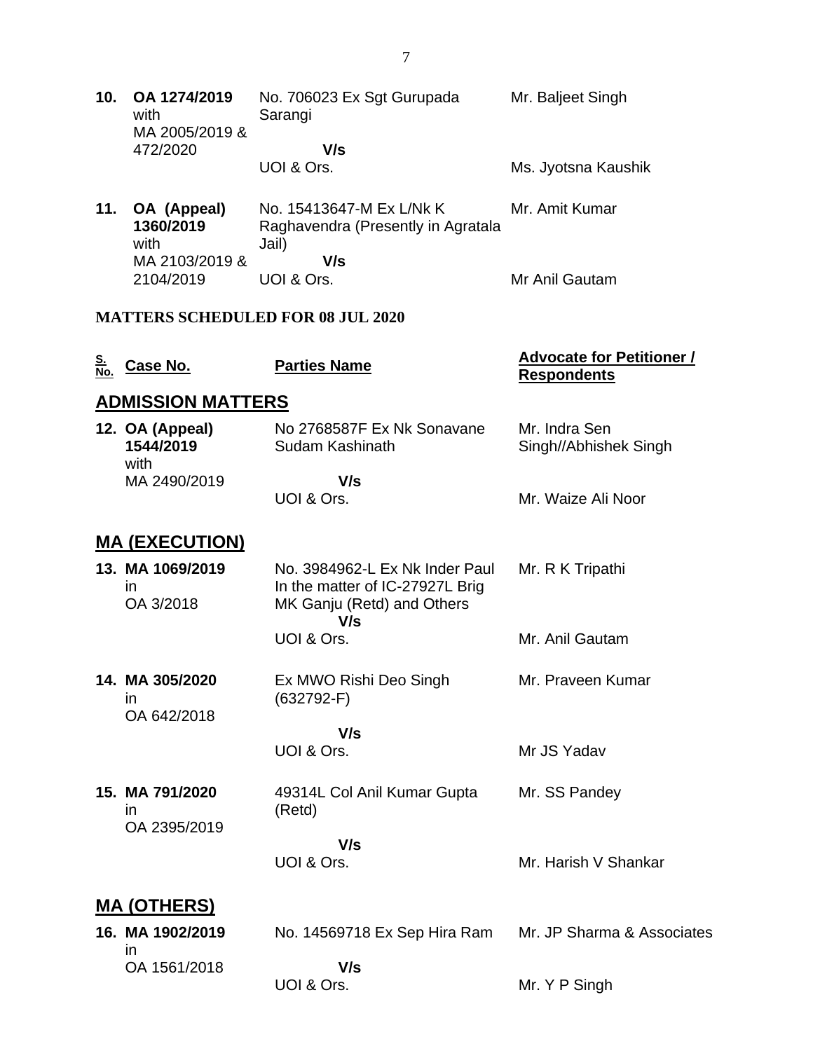| | | | |
|---|---|---|---|
| **10.** | **OA 1274/2019** with MA 2005/2019 & 472/2020 | No. 706023 Ex Sgt Gurupada Sarangi **V/s** UOI & Ors. | Mr. Baljeet Singh<br><br>Ms. Jyotsna Kaushik |
| **11.** | **OA (Appeal) 1360/2019** with MA 2103/2019 & 2104/2019 | No. 15413647-M Ex L/Nk K Raghavendra (Presently in Agratala Jail) **V/s** UOI & Ors. | Mr. Amit Kumar<br><br>Mr Anil Gautam |

**MATTERS SCHEDULED FOR 08 JUL 2020**

| S. No. | Case No. | Parties Name | Advocate for Petitioner / Respondents |
|---|---|---|---|

## ADMISSION MATTERS

| | | | |
|---|---|---|---|
| **12.** | **OA (Appeal) 1544/2019** with MA 2490/2019 | No 2768587F Ex Nk Sonavane Sudam Kashinath **V/s** UOI & Ors. | Mr. Indra Sen Singh//Abhishek Singh<br><br>Mr. Waize Ali Noor |

## MA (EXECUTION)

| | | | |
|---|---|---|---|
| **13.** | **MA 1069/2019** in OA 3/2018 | No. 3984962-L Ex Nk Inder Paul In the matter of IC-27927L Brig MK Ganju (Retd) and Others **V/s** UOI & Ors. | Mr. R K Tripathi<br><br>Mr. Anil Gautam |
| **14.** | **MA 305/2020** in OA 642/2018 | Ex MWO Rishi Deo Singh (632792-F) **V/s** UOI & Ors. | Mr. Praveen Kumar<br><br>Mr JS Yadav |
| **15.** | **MA 791/2020** in OA 2395/2019 | 49314L Col Anil Kumar Gupta (Retd) **V/s** UOI & Ors. | Mr. SS Pandey<br><br>Mr. Harish V Shankar |

## MA (OTHERS)

| | | | |
|---|---|---|---|
| **16.** | **MA 1902/2019** in OA 1561/2018 | No. 14569718 Ex Sep Hira Ram **V/s** UOI & Ors. | Mr. JP Sharma & Associates<br><br>Mr. Y P Singh |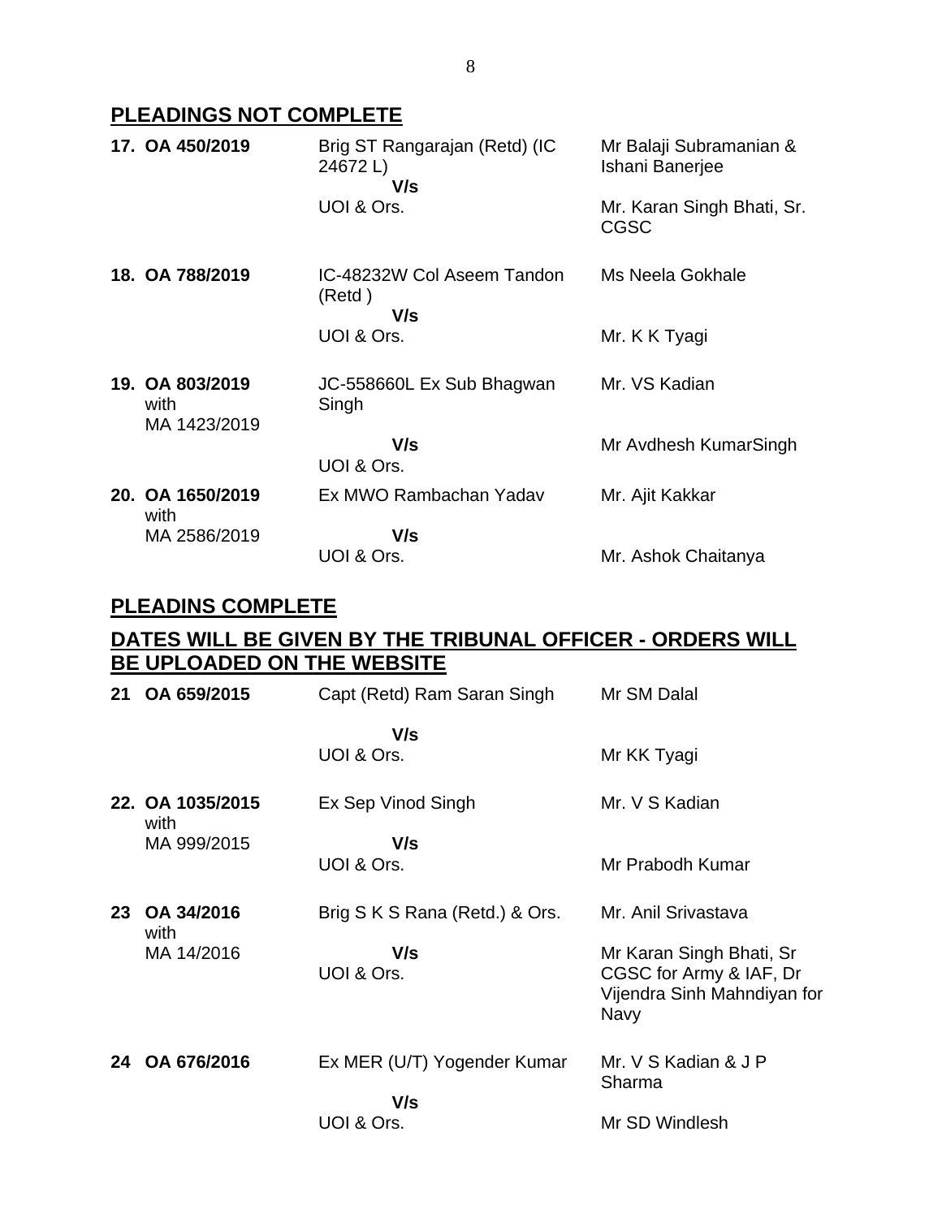## PLEADINGS NOT COMPLETE

| | | |
|---|---|---|
| **17. OA 450/2019** | Brig ST Rangarajan (Retd) (IC 24672 L)<br>**V/s**<br>UOI & Ors. | Mr Balaji Subramanian & Ishani Banerjee<br><br>Mr. Karan Singh Bhati, Sr. CGSC |
| **18. OA 788/2019** | IC-48232W Col Aseem Tandon (Retd )<br>**V/s**<br>UOI & Ors. | Ms Neela Gokhale<br><br>Mr. K K Tyagi |
| **19. OA 803/2019** with MA 1423/2019 | JC-558660L Ex Sub Bhagwan Singh<br>**V/s**<br>UOI & Ors. | Mr. VS Kadian<br><br>Mr Avdhesh KumarSingh |
| **20. OA 1650/2019** with MA 2586/2019 | Ex MWO Rambachan Yadav<br>**V/s**<br>UOI & Ors. | Mr. Ajit Kakkar<br><br>Mr. Ashok Chaitanya |

## PLEADINS COMPLETE

## DATES WILL BE GIVEN BY THE TRIBUNAL OFFICER - ORDERS WILL BE UPLOADED ON THE WEBSITE

| | | |
|---|---|---|
| **21 OA 659/2015** | Capt (Retd) Ram Saran Singh<br>**V/s**<br>UOI & Ors. | Mr SM Dalal<br><br>Mr KK Tyagi |
| **22. OA 1035/2015** with MA 999/2015 | Ex Sep Vinod Singh<br>**V/s**<br>UOI & Ors. | Mr. V S Kadian<br><br>Mr Prabodh Kumar |
| **23 OA 34/2016** with MA 14/2016 | Brig S K S Rana (Retd.) & Ors.<br>**V/s**<br>UOI & Ors. | Mr. Anil Srivastava<br><br>Mr Karan Singh Bhati, Sr CGSC for Army & IAF, Dr Vijendra Sinh Mahndiyan for Navy |
| **24 OA 676/2016** | Ex MER (U/T) Yogender Kumar<br>**V/s**<br>UOI & Ors. | Mr. V S Kadian & J P Sharma<br><br>Mr SD Windlesh |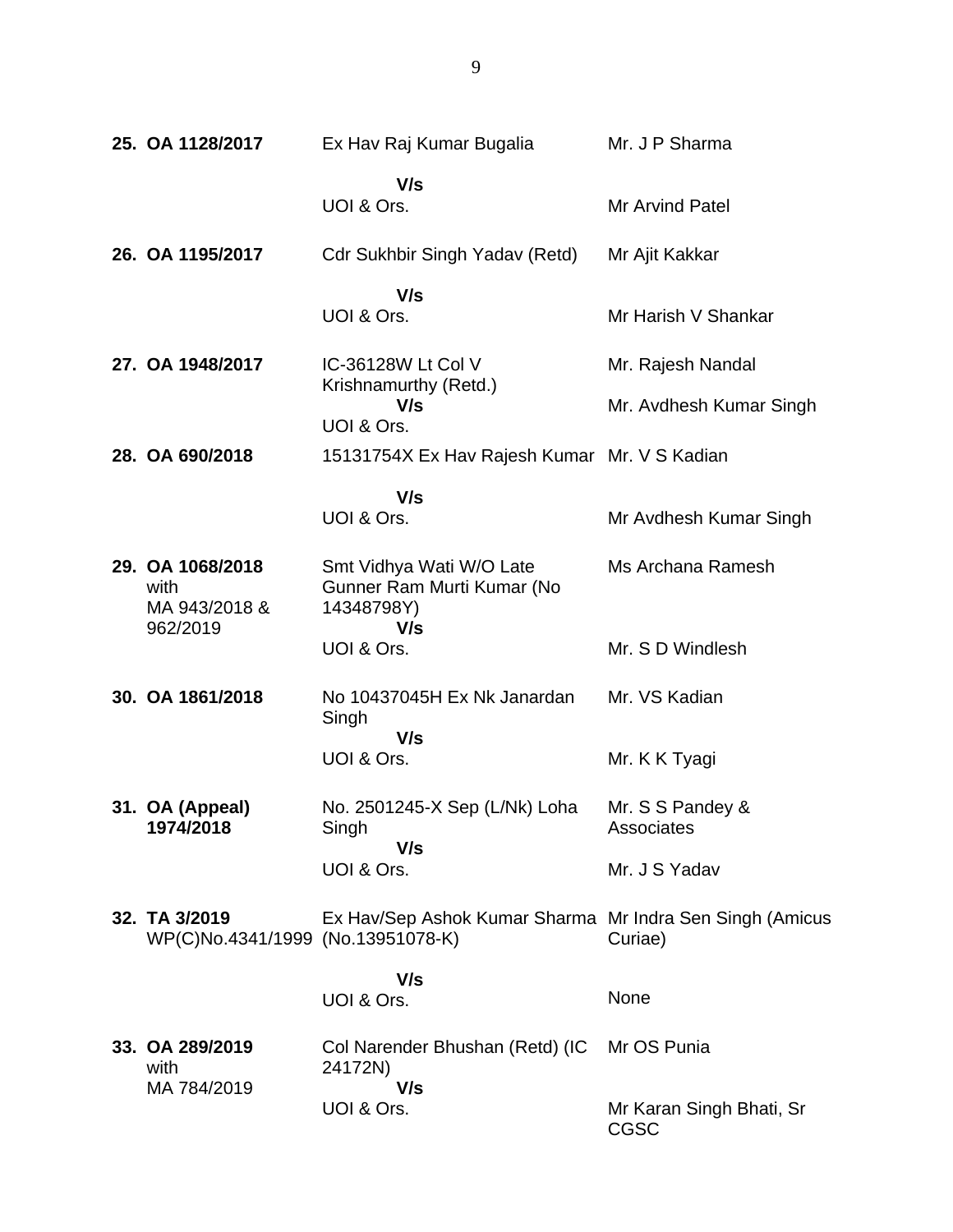| | | |
|---|---|---|
| **25. OA 1128/2017** | Ex Hav Raj Kumar Bugalia<br>**V/s**<br>UOI & Ors. | Mr. J P Sharma<br><br>Mr Arvind Patel |
| **26. OA 1195/2017** | Cdr Sukhbir Singh Yadav (Retd)<br>**V/s**<br>UOI & Ors. | Mr Ajit Kakkar<br><br>Mr Harish V Shankar |
| **27. OA 1948/2017** | IC-36128W Lt Col V Krishnamurthy (Retd.)<br>**V/s**<br>UOI & Ors. | Mr. Rajesh Nandal<br><br>Mr. Avdhesh Kumar Singh |
| **28. OA 690/2018** | 15131754X Ex Hav Rajesh Kumar<br>**V/s**<br>UOI & Ors. | Mr. V S Kadian<br><br>Mr Avdhesh Kumar Singh |
| **29. OA 1068/2018** with MA 943/2018 & 962/2019 | Smt Vidhya Wati W/O Late Gunner Ram Murti Kumar (No 14348798Y)<br>**V/s**<br>UOI & Ors. | Ms Archana Ramesh<br><br>Mr. S D Windlesh |
| **30. OA 1861/2018** | No 10437045H Ex Nk Janardan Singh<br>**V/s**<br>UOI & Ors. | Mr. VS Kadian<br><br>Mr. K K Tyagi |
| **31. OA (Appeal) 1974/2018** | No. 2501245-X Sep (L/Nk) Loha Singh<br>**V/s**<br>UOI & Ors. | Mr. S S Pandey & Associates<br><br>Mr. J S Yadav |
| **32. TA 3/2019** WP(C)No.4341/1999 | Ex Hav/Sep Ashok Kumar Sharma (No.13951078-K)<br>**V/s**<br>UOI & Ors. | Mr Indra Sen Singh (Amicus Curiae)<br><br>None |
| **33. OA 289/2019** with MA 784/2019 | Col Narender Bhushan (Retd) (IC 24172N)<br>**V/s**<br>UOI & Ors. | Mr OS Punia<br><br>Mr Karan Singh Bhati, Sr CGSC |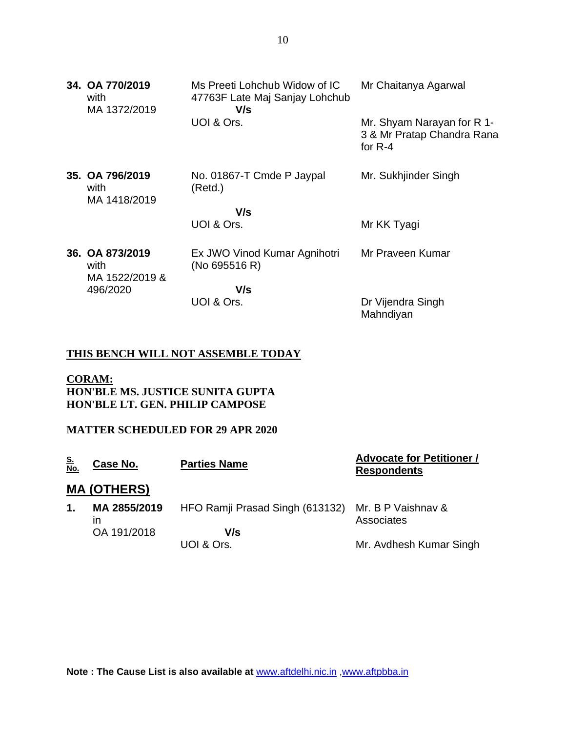| | | | |
|---|---|---|---|
| **34.** | **OA 770/2019** with MA 1372/2019 | Ms Preeti Lohchub Widow of IC 47763F Late Maj Sanjay Lohchub **V/s** UOI & Ors. | Mr Chaitanya Agarwal<br><br>Mr. Shyam Narayan for R 1-3 & Mr Pratap Chandra Rana for R-4 |
| **35.** | **OA 796/2019** with MA 1418/2019 | No. 01867-T Cmde P Jaypal (Retd.) **V/s** UOI & Ors. | Mr. Sukhjinder Singh<br><br>Mr KK Tyagi |
| **36.** | **OA 873/2019** with MA 1522/2019 & 496/2020 | Ex JWO Vinod Kumar Agnihotri (No 695516 R) **V/s** UOI & Ors. | Mr Praveen Kumar<br><br>Dr Vijendra Singh Mahndiyan |

**THIS BENCH WILL NOT ASSEMBLE TODAY**

**CORAM:**
**HON'BLE MS. JUSTICE SUNITA GUPTA**
**HON'BLE LT. GEN. PHILIP CAMPOSE**

**MATTER SCHEDULED FOR 29 APR 2020**

| S. No. | Case No. | Parties Name | Advocate for Petitioner / Respondents |
|---|---|---|---|
| **MA (OTHERS)** | | | |
| **1.** | **MA 2855/2019** in OA 191/2018 | HFO Ramji Prasad Singh (613132) **V/s** UOI & Ors. | Mr. B P Vaishnav & Associates<br><br>Mr. Avdhesh Kumar Singh |

**Note : The Cause List is also available at** www.aftdelhi.nic.in ,www.aftpbba.in